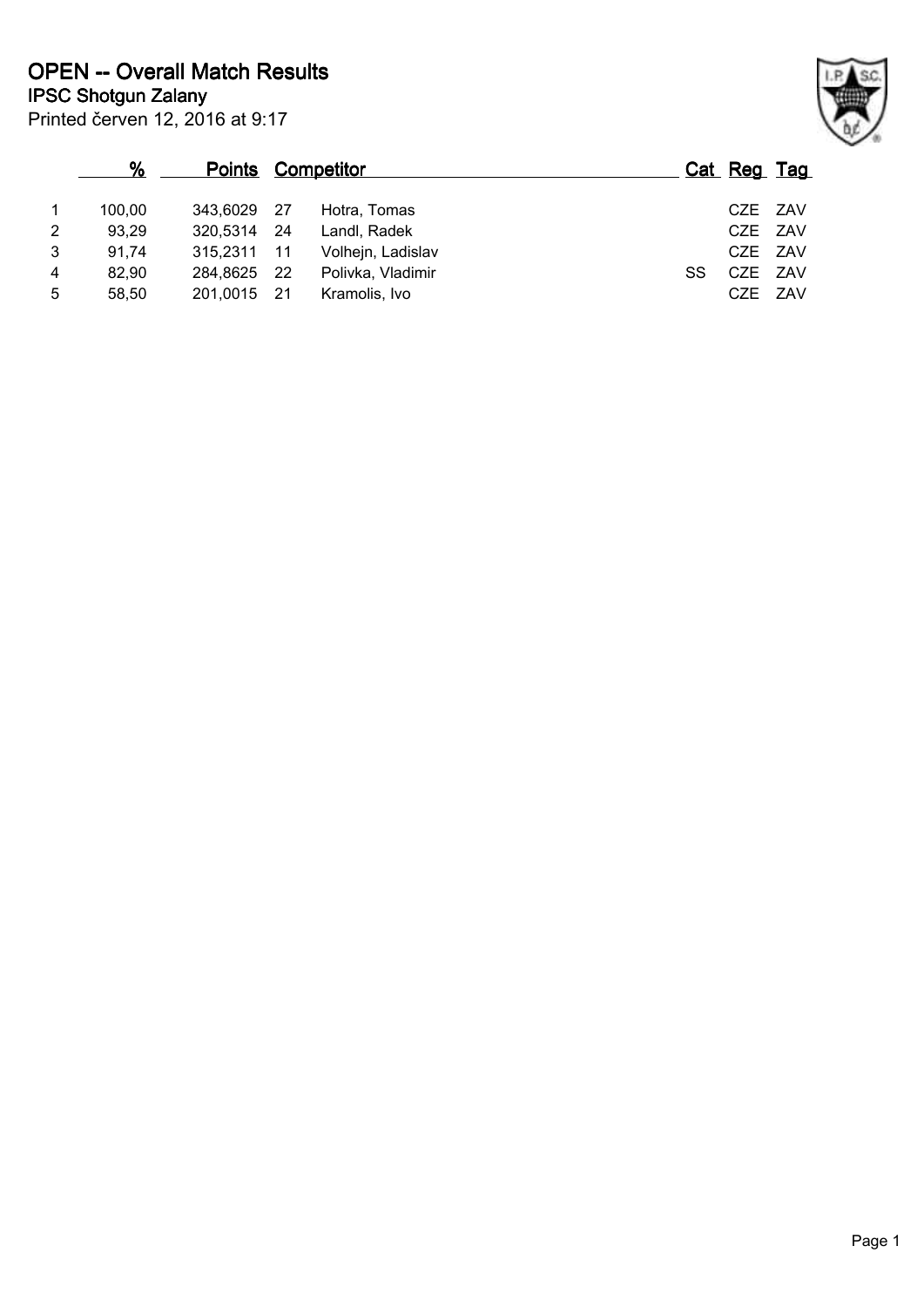# OPEN -- Overall Match Results

## IPSC Shotgun Zalany

Printed červen 12, 2016 at 9:17

| | % | Points | Competitor | | Cat | Reg | Tag |
|---|---|---|---|---|---|---|---|
| 1 | 100,00 | 343,6029 | 27 | Hotra, Tomas | | CZE | ZAV |
| 2 | 93,29 | 320,5314 | 24 | Landl, Radek | | CZE | ZAV |
| 3 | 91,74 | 315,2311 | 11 | Volhejn, Ladislav | | CZE | ZAV |
| 4 | 82,90 | 284,8625 | 22 | Polivka, Vladimir | SS | CZE | ZAV |
| 5 | 58,50 | 201,0015 | 21 | Kramolis, Ivo | | CZE | ZAV |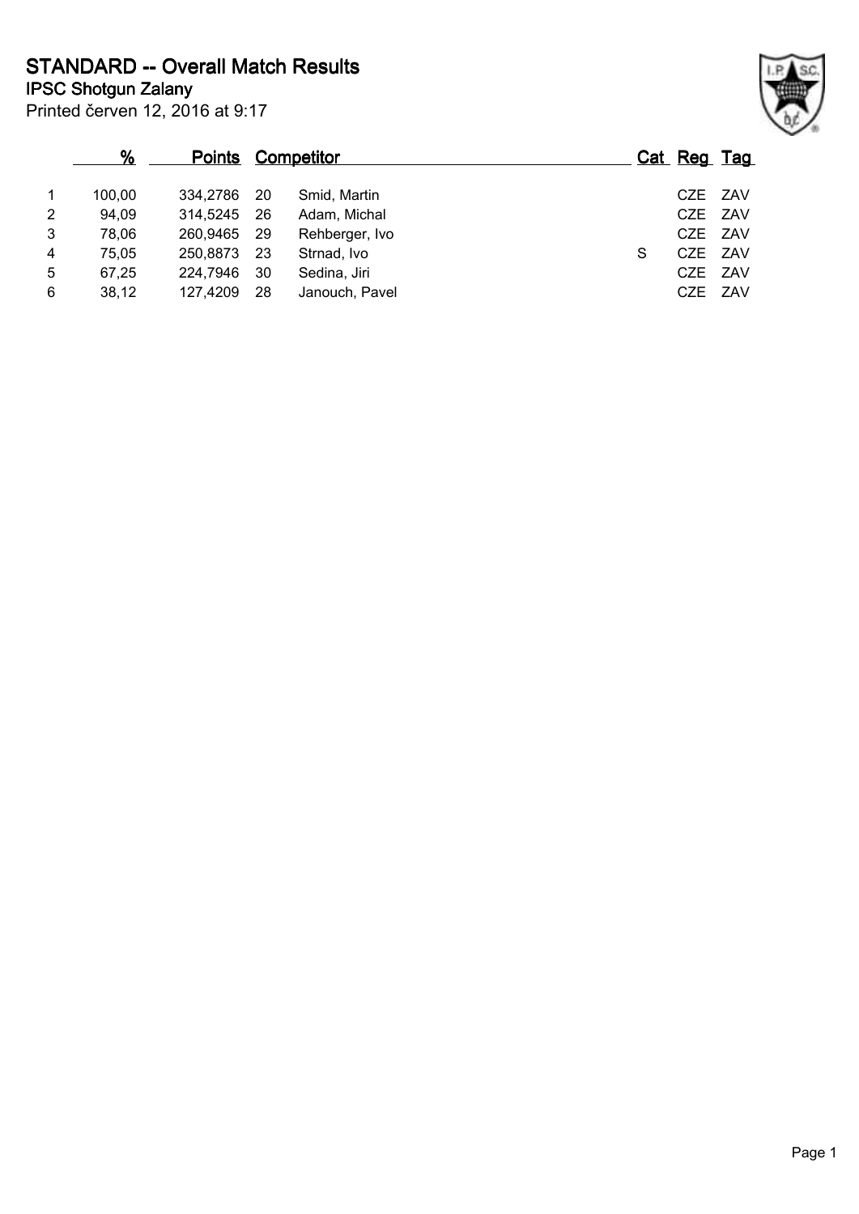# STANDARD -- Overall Match Results

## IPSC Shotgun Zalany

Printed červen 12, 2016 at 9:17

| | % | Points | | Competitor | Cat | Reg | Tag |
|---|---|---|---|---|---|---|---|
| 1 | 100,00 | 334,2786 | 20 | Smid, Martin | | CZE | ZAV |
| 2 | 94,09 | 314,5245 | 26 | Adam, Michal | | CZE | ZAV |
| 3 | 78,06 | 260,9465 | 29 | Rehberger, Ivo | | CZE | ZAV |
| 4 | 75,05 | 250,8873 | 23 | Strnad, Ivo | S | CZE | ZAV |
| 5 | 67,25 | 224,7946 | 30 | Sedina, Jiri | | CZE | ZAV |
| 6 | 38,12 | 127,4209 | 28 | Janouch, Pavel | | CZE | ZAV |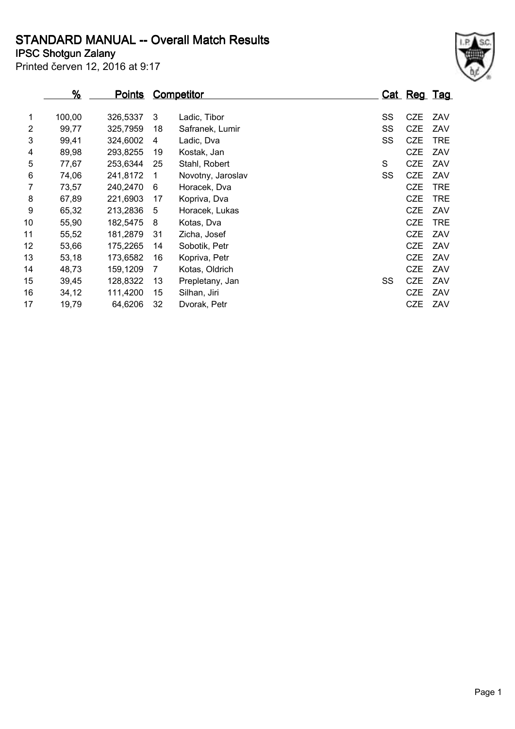# STANDARD MANUAL -- Overall Match Results

## IPSC Shotgun Zalany

Printed červen 12, 2016 at 9:17

| | % | Points | Competitor | | Cat | Reg | Tag |
|---|---|---|---|---|---|---|---|
| 1 | 100,00 | 326,5337 | 3 | Ladic, Tibor | SS | CZE | ZAV |
| 2 | 99,77 | 325,7959 | 18 | Safranek, Lumir | SS | CZE | ZAV |
| 3 | 99,41 | 324,6002 | 4 | Ladic, Dva | SS | CZE | TRE |
| 4 | 89,98 | 293,8255 | 19 | Kostak, Jan | | CZE | ZAV |
| 5 | 77,67 | 253,6344 | 25 | Stahl, Robert | S | CZE | ZAV |
| 6 | 74,06 | 241,8172 | 1 | Novotny, Jaroslav | SS | CZE | ZAV |
| 7 | 73,57 | 240,2470 | 6 | Horacek, Dva | | CZE | TRE |
| 8 | 67,89 | 221,6903 | 17 | Kopriva, Dva | | CZE | TRE |
| 9 | 65,32 | 213,2836 | 5 | Horacek, Lukas | | CZE | ZAV |
| 10 | 55,90 | 182,5475 | 8 | Kotas, Dva | | CZE | TRE |
| 11 | 55,52 | 181,2879 | 31 | Zicha, Josef | | CZE | ZAV |
| 12 | 53,66 | 175,2265 | 14 | Sobotik, Petr | | CZE | ZAV |
| 13 | 53,18 | 173,6582 | 16 | Kopriva, Petr | | CZE | ZAV |
| 14 | 48,73 | 159,1209 | 7 | Kotas, Oldrich | | CZE | ZAV |
| 15 | 39,45 | 128,8322 | 13 | Prepletany, Jan | SS | CZE | ZAV |
| 16 | 34,12 | 111,4200 | 15 | Silhan, Jiri | | CZE | ZAV |
| 17 | 19,79 | 64,6206 | 32 | Dvorak, Petr | | CZE | ZAV |